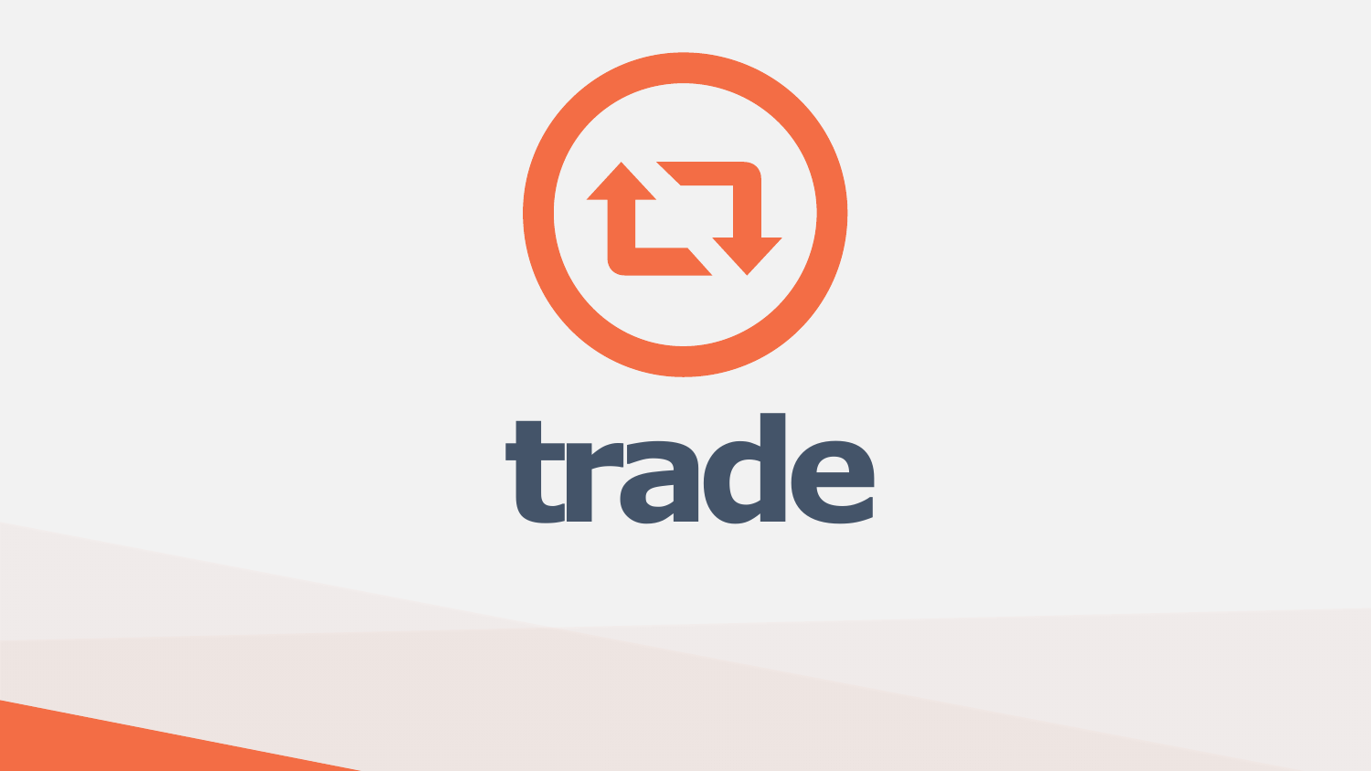# trade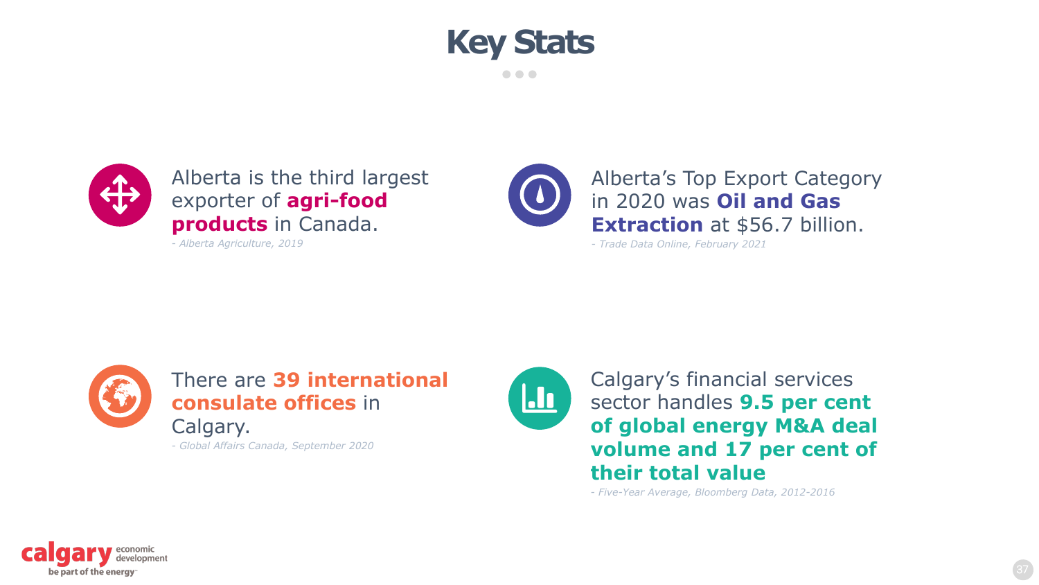# Key Stats

Alberta is the third largest exporter of **agri-food products** in Canada.

*- Alberta Agriculture, 2019*

Alberta's Top Export Category in 2020 was **Oil and Gas Extraction** at $56.7 billion.

*- Trade Data Online, February 2021*

There are **39 international consulate offices** in Calgary.

*- Global Affairs Canada, September 2020*

Calgary's financial services sector handles **9.5 per cent of global energy M&A deal volume and 17 per cent of their total value**

*- Five-Year Average, Bloomberg Data, 2012-2016*

calgary economic development
be part of the energy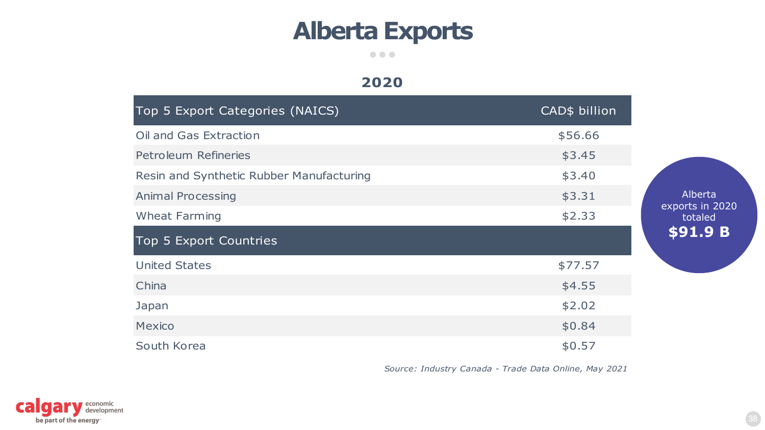# Alberta Exports

## 2020

| Top 5 Export Categories (NAICS) | CAD$ billion |
|---|---|
| Oil and Gas Extraction | $56.66 |
| Petroleum Refineries | $3.45 |
| Resin and Synthetic Rubber Manufacturing | $3.40 |
| Animal Processing | $3.31 |
| Wheat Farming | $2.33 |
| **Top 5 Export Countries** | |
| United States | $77.57 |
| China | $4.55 |
| Japan | $2.02 |
| Mexico | $0.84 |
| South Korea | $0.57 |

Alberta exports in 2020 totaled **$91.9 B**

*Source: Industry Canada - Trade Data Online, May 2021*

calgary economic development
be part of the energy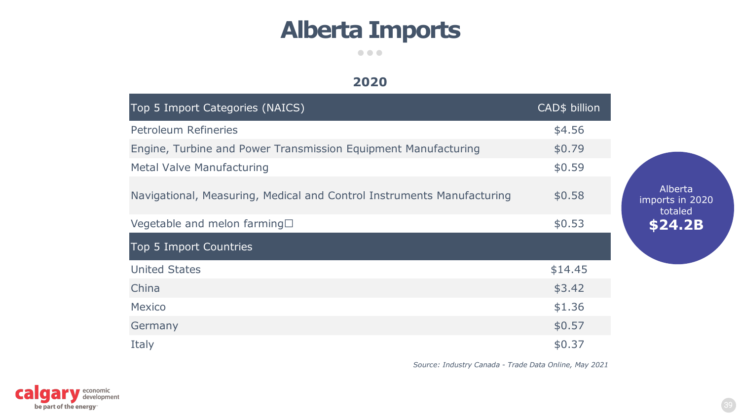# Alberta Imports

## 2020

| Top 5 Import Categories (NAICS) | CAD$ billion |
| --- | --- |
| Petroleum Refineries | $4.56 |
| Engine, Turbine and Power Transmission Equipment Manufacturing | $0.79 |
| Metal Valve Manufacturing | $0.59 |
| Navigational, Measuring, Medical and Control Instruments Manufacturing | $0.58 |
| Vegetable and melon farming☐ | $0.53 |
| **Top 5 Import Countries** | |
| United States | $14.45 |
| China | $3.42 |
| Mexico | $1.36 |
| Germany | $0.57 |
| Italy | $0.37 |

Alberta imports in 2020 totaled **$24.2B**

*Source: Industry Canada - Trade Data Online, May 2021*